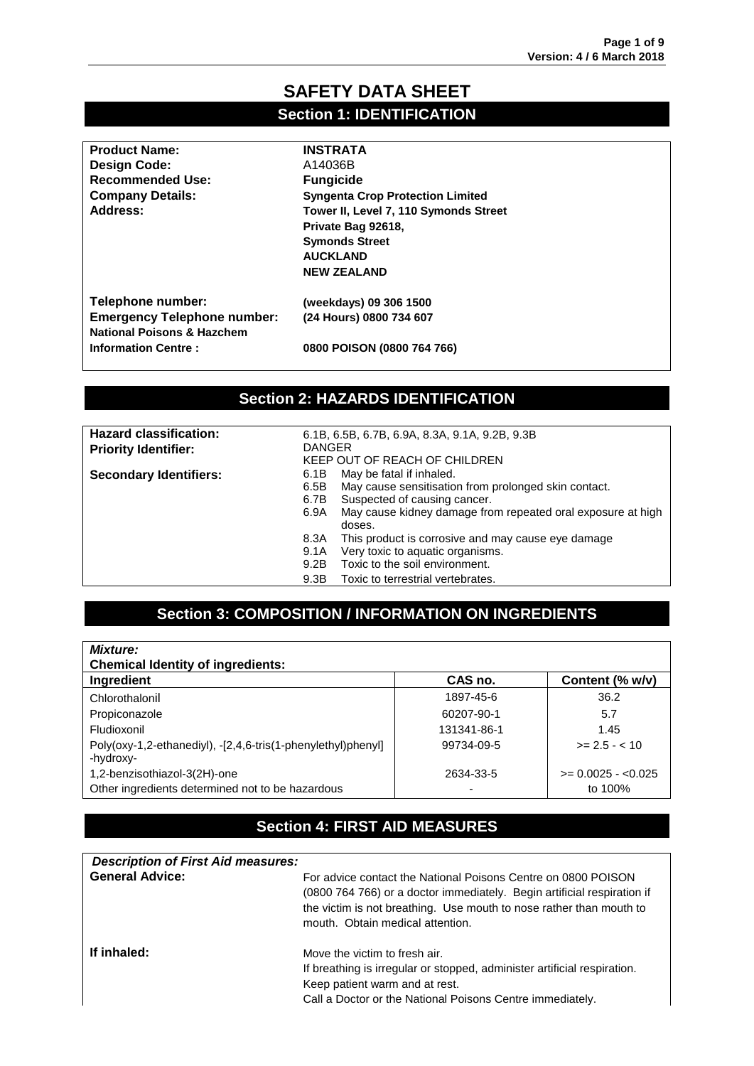# SAFETY DATA SHEET

## Section 1: IDENTIFICATION

| | |
|---|---|
| **Product Name:** | **INSTRATA** |
| **Design Code:** | A14036B |
| **Recommended Use:** | **Fungicide** |
| **Company Details:** | **Syngenta Crop Protection Limited** |
| **Address:** | **Tower II, Level 7, 110 Symonds Street**<br>**Private Bag 92618,**<br>**Symonds Street**<br>**AUCKLAND**<br>**NEW ZEALAND** |
| **Telephone number:** | **(weekdays) 09 306 1500** |
| **Emergency Telephone number:** | **(24 Hours) 0800 734 607** |
| **National Poisons & Hazchem Information Centre :** | **0800 POISON (0800 764 766)** |

## Section 2: HAZARDS IDENTIFICATION

| | |
|---|---|
| **Hazard classification:** | 6.1B, 6.5B, 6.7B, 6.9A, 8.3A, 9.1A, 9.2B, 9.3B |
| **Priority Identifier:** | DANGER<br>KEEP OUT OF REACH OF CHILDREN |
| **Secondary Identifiers:** | 6.1B May be fatal if inhaled.<br>6.5B May cause sensitisation from prolonged skin contact.<br>6.7B Suspected of causing cancer.<br>6.9A May cause kidney damage from repeated oral exposure at high doses.<br>8.3A This product is corrosive and may cause eye damage<br>9.1A Very toxic to aquatic organisms.<br>9.2B Toxic to the soil environment.<br>9.3B Toxic to terrestrial vertebrates. |

## Section 3: COMPOSITION / INFORMATION ON INGREDIENTS

***Mixture:***

**Chemical Identity of ingredients:**

| Ingredient | CAS no. | Content (% w/v) |
|---|---|---|
| Chlorothalonil | 1897-45-6 | 36.2 |
| Propiconazole | 60207-90-1 | 5.7 |
| Fludioxonil | 131341-86-1 | 1.45 |
| Poly(oxy-1,2-ethanediyl), -[2,4,6-tris(1-phenylethyl)phenyl] -hydroxy- | 99734-09-5 | >= 2.5 - < 10 |
| 1,2-benzisothiazol-3(2H)-one | 2634-33-5 | >= 0.0025 - <0.025 |
| Other ingredients determined not to be hazardous | - | to 100% |

## Section 4: FIRST AID MEASURES

***Description of First Aid measures:***

| | |
|---|---|
| **General Advice:** | For advice contact the National Poisons Centre on 0800 POISON (0800 764 766) or a doctor immediately. Begin artificial respiration if the victim is not breathing. Use mouth to nose rather than mouth to mouth. Obtain medical attention. |
| **If inhaled:** | Move the victim to fresh air.<br>If breathing is irregular or stopped, administer artificial respiration.<br>Keep patient warm and at rest.<br>Call a Doctor or the National Poisons Centre immediately. |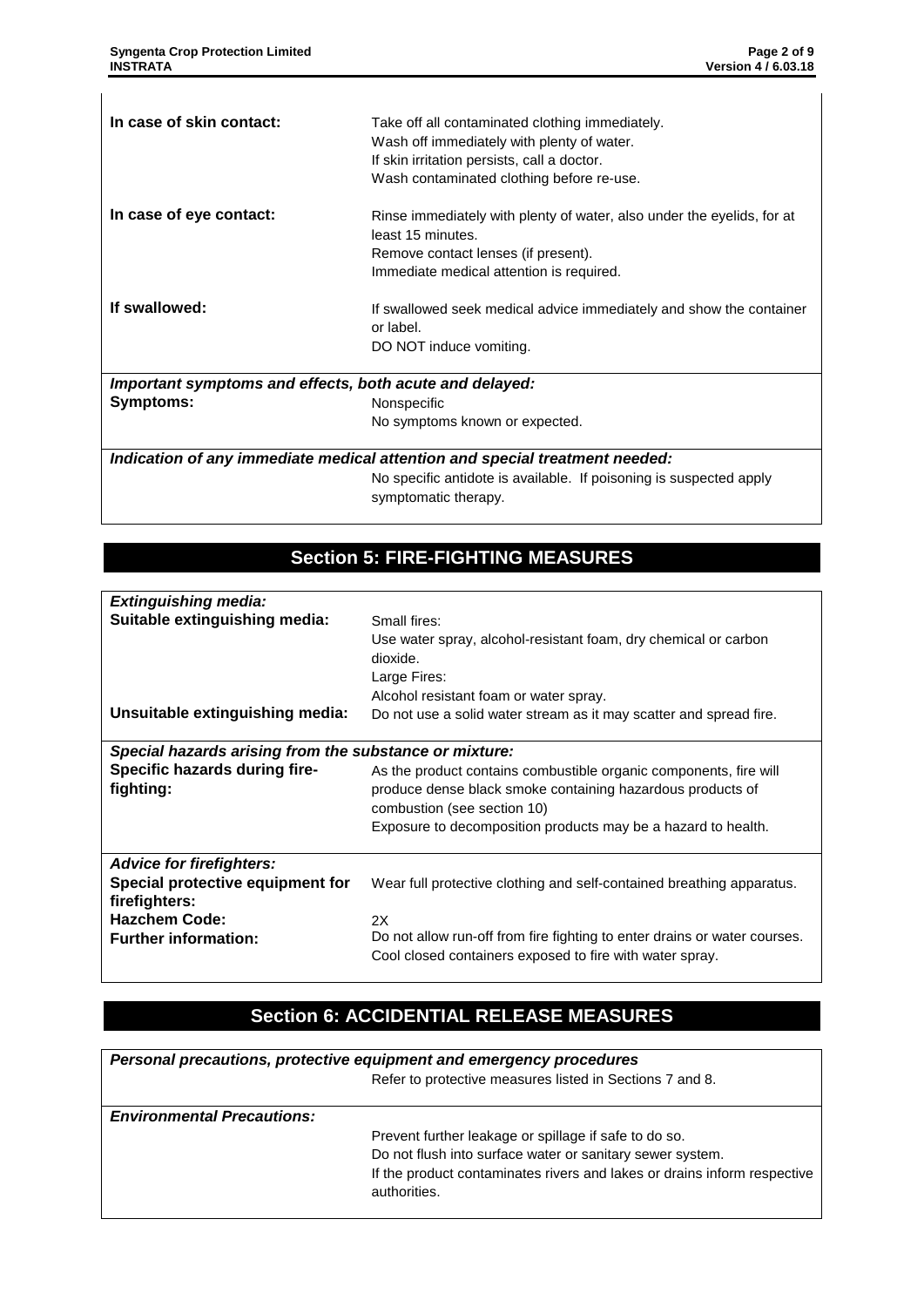**In case of skin contact:**

Take off all contaminated clothing immediately.
Wash off immediately with plenty of water.
If skin irritation persists, call a doctor.
Wash contaminated clothing before re-use.

**In case of eye contact:**

Rinse immediately with plenty of water, also under the eyelids, for at least 15 minutes.
Remove contact lenses (if present).
Immediate medical attention is required.

**If swallowed:**

If swallowed seek medical advice immediately and show the container or label.
DO NOT induce vomiting.

***Important symptoms and effects, both acute and delayed:***

**Symptoms:**

Nonspecific
No symptoms known or expected.

***Indication of any immediate medical attention and special treatment needed:***

No specific antidote is available. If poisoning is suspected apply symptomatic therapy.

## Section 5: FIRE-FIGHTING MEASURES

***Extinguishing media:***

**Suitable extinguishing media:**

Small fires:
Use water spray, alcohol-resistant foam, dry chemical or carbon dioxide.
Large Fires:
Alcohol resistant foam or water spray.

**Unsuitable extinguishing media:**

Do not use a solid water stream as it may scatter and spread fire.

***Special hazards arising from the substance or mixture:***

**Specific hazards during fire-fighting:**

As the product contains combustible organic components, fire will produce dense black smoke containing hazardous products of combustion (see section 10)
Exposure to decomposition products may be a hazard to health.

***Advice for firefighters:***

**Special protective equipment for firefighters:**

Wear full protective clothing and self-contained breathing apparatus.

**Hazchem Code:**

2X

**Further information:**

Do not allow run-off from fire fighting to enter drains or water courses.
Cool closed containers exposed to fire with water spray.

## Section 6: ACCIDENTIAL RELEASE MEASURES

***Personal precautions, protective equipment and emergency procedures***

Refer to protective measures listed in Sections 7 and 8.

***Environmental Precautions:***

Prevent further leakage or spillage if safe to do so.
Do not flush into surface water or sanitary sewer system.
If the product contaminates rivers and lakes or drains inform respective authorities.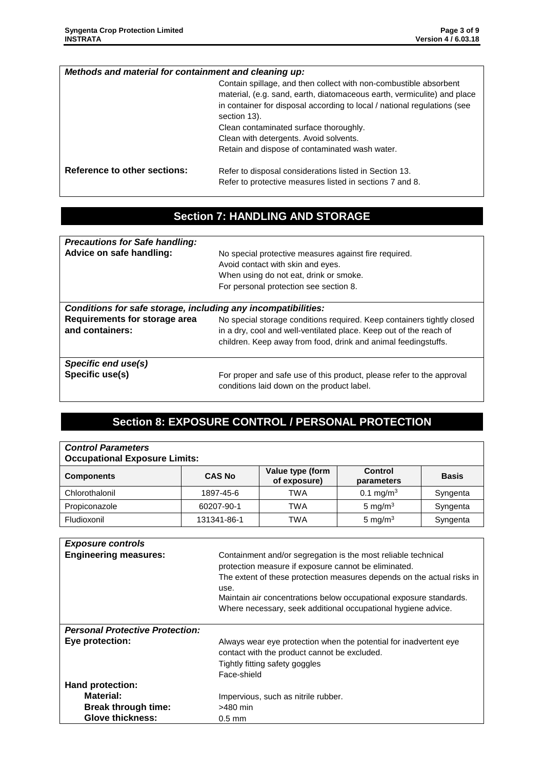***Methods and material for containment and cleaning up:***

Contain spillage, and then collect with non-combustible absorbent material, (e.g. sand, earth, diatomaceous earth, vermiculite) and place in container for disposal according to local / national regulations (see section 13).
Clean contaminated surface thoroughly.
Clean with detergents. Avoid solvents.
Retain and dispose of contaminated wash water.

**Reference to other sections:** Refer to disposal considerations listed in Section 13.
Refer to protective measures listed in sections 7 and 8.

## Section 7: HANDLING AND STORAGE

***Precautions for Safe handling:***

**Advice on safe handling:** No special protective measures against fire required.
Avoid contact with skin and eyes.
When using do not eat, drink or smoke.
For personal protection see section 8.

***Conditions for safe storage, including any incompatibilities:***

**Requirements for storage area and containers:** No special storage conditions required. Keep containers tightly closed in a dry, cool and well-ventilated place. Keep out of the reach of children. Keep away from food, drink and animal feedingstuffs.

***Specific end use(s)***

**Specific use(s)** For proper and safe use of this product, please refer to the approval conditions laid down on the product label.

## Section 8: EXPOSURE CONTROL / PERSONAL PROTECTION

***Control Parameters***

**Occupational Exposure Limits:**

| Components | CAS No | Value type (form of exposure) | Control parameters | Basis |
|---|---|---|---|---|
| Chlorothalonil | 1897-45-6 | TWA | 0.1 mg/m$^3$ | Syngenta |
| Propiconazole | 60207-90-1 | TWA | 5 mg/m$^3$ | Syngenta |
| Fludioxonil | 131341-86-1 | TWA | 5 mg/m$^3$ | Syngenta |

***Exposure controls***

**Engineering measures:** Containment and/or segregation is the most reliable technical protection measure if exposure cannot be eliminated.
The extent of these protection measures depends on the actual risks in use.
Maintain air concentrations below occupational exposure standards.
Where necessary, seek additional occupational hygiene advice.

***Personal Protective Protection:***

**Eye protection:** Always wear eye protection when the potential for inadvertent eye contact with the product cannot be excluded.
Tightly fitting safety goggles
Face-shield

**Hand protection:**

- **Material:** Impervious, such as nitrile rubber.
- **Break through time:** >480 min
- **Glove thickness:** 0.5 mm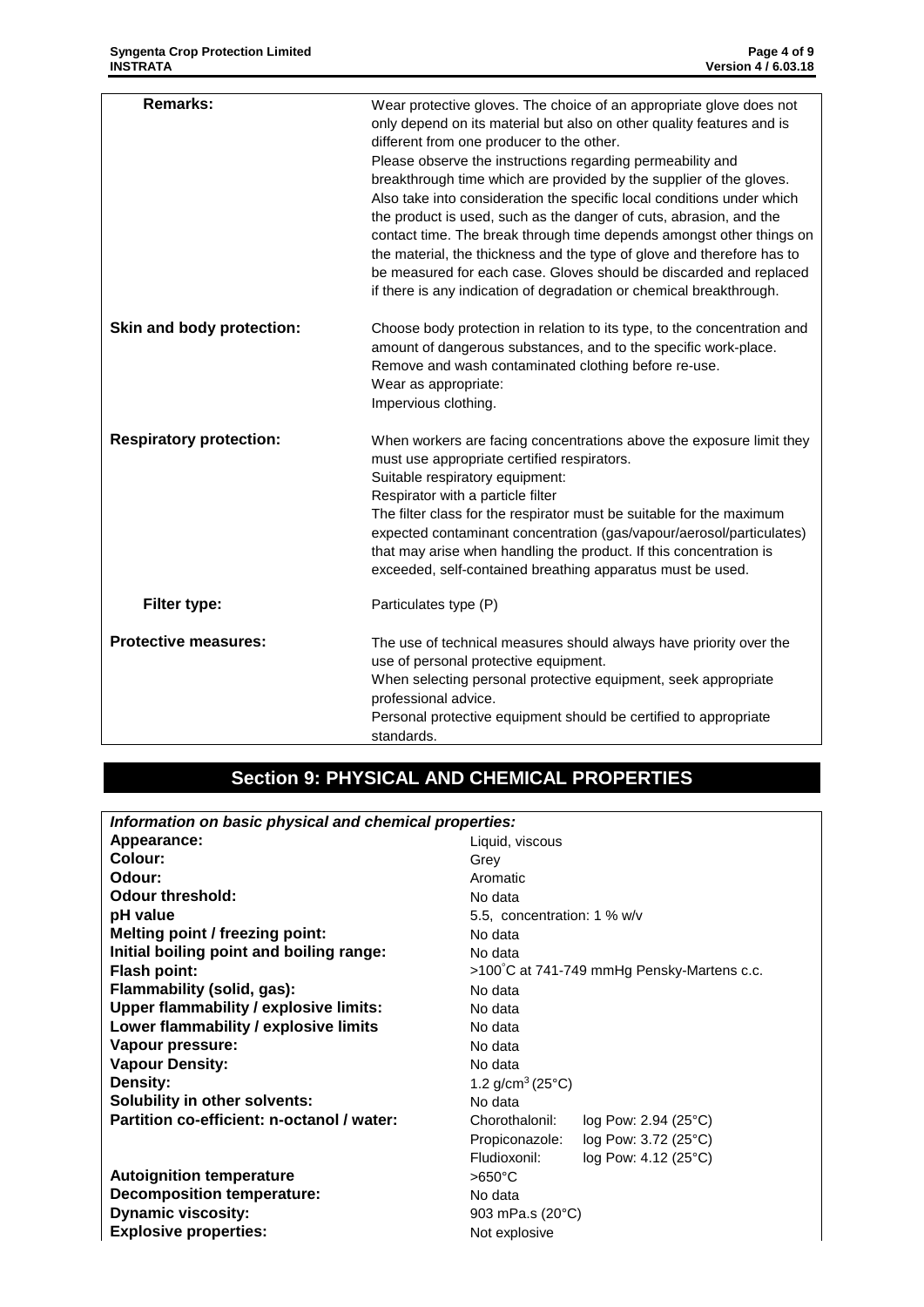| | |
|---|---|
| **Remarks:** | Wear protective gloves. The choice of an appropriate glove does not only depend on its material but also on other quality features and is different from one producer to the other. Please observe the instructions regarding permeability and breakthrough time which are provided by the supplier of the gloves. Also take into consideration the specific local conditions under which the product is used, such as the danger of cuts, abrasion, and the contact time. The break through time depends amongst other things on the material, the thickness and the type of glove and therefore has to be measured for each case. Gloves should be discarded and replaced if there is any indication of degradation or chemical breakthrough. |
| **Skin and body protection:** | Choose body protection in relation to its type, to the concentration and amount of dangerous substances, and to the specific work-place. Remove and wash contaminated clothing before re-use. Wear as appropriate: Impervious clothing. |
| **Respiratory protection:** | When workers are facing concentrations above the exposure limit they must use appropriate certified respirators. Suitable respiratory equipment: Respirator with a particle filter. The filter class for the respirator must be suitable for the maximum expected contaminant concentration (gas/vapour/aerosol/particulates) that may arise when handling the product. If this concentration is exceeded, self-contained breathing apparatus must be used. |
| **Filter type:** | Particulates type (P) |
| **Protective measures:** | The use of technical measures should always have priority over the use of personal protective equipment. When selecting personal protective equipment, seek appropriate professional advice. Personal protective equipment should be certified to appropriate standards. |

## Section 9: PHYSICAL AND CHEMICAL PROPERTIES

***Information on basic physical and chemical properties:***

| | |
|---|---|
| **Appearance:** | Liquid, viscous |
| **Colour:** | Grey |
| **Odour:** | Aromatic |
| **Odour threshold:** | No data |
| **pH value** | 5.5, concentration: 1 % w/v |
| **Melting point / freezing point:** | No data |
| **Initial boiling point and boiling range:** | No data |
| **Flash point:** | >100°C at 741-749 mmHg Pensky-Martens c.c. |
| **Flammability (solid, gas):** | No data |
| **Upper flammability / explosive limits:** | No data |
| **Lower flammability / explosive limits** | No data |
| **Vapour pressure:** | No data |
| **Vapour Density:** | No data |
| **Density:** | 1.2 $g/cm^3$ (25°C) |
| **Solubility in other solvents:** | No data |
| **Partition co-efficient: n-octanol / water:** | Chorothalonil: log Pow: 2.94 (25°C)<br>Propiconazole: log Pow: 3.72 (25°C)<br>Fludioxonil: log Pow: 4.12 (25°C) |
| **Autoignition temperature** | >650°C |
| **Decomposition temperature:** | No data |
| **Dynamic viscosity:** | 903 mPa.s (20°C) |
| **Explosive properties:** | Not explosive |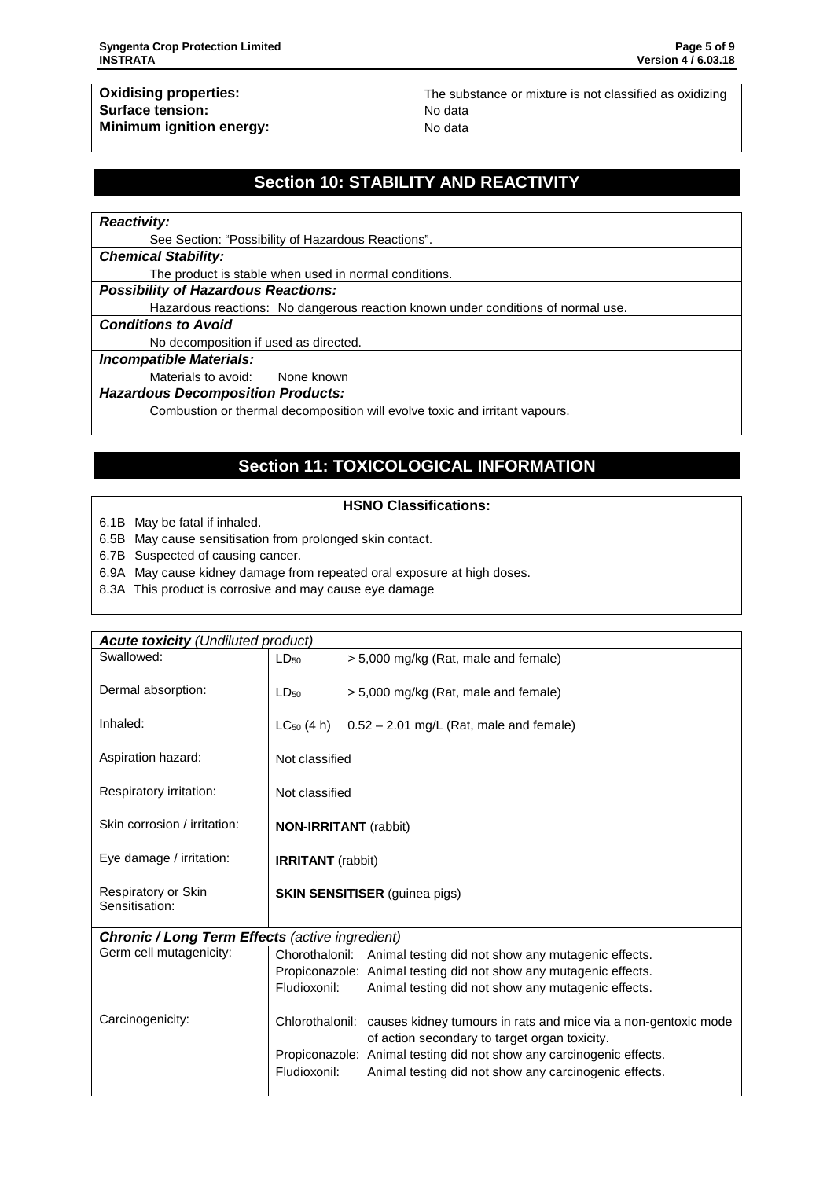| | |
|---|---|
| **Oxidising properties:** | The substance or mixture is not classified as oxidizing |
| **Surface tension:** | No data |
| **Minimum ignition energy:** | No data |

## Section 10: STABILITY AND REACTIVITY

***Reactivity:***

See Section: "Possibility of Hazardous Reactions".

***Chemical Stability:***

The product is stable when used in normal conditions.

***Possibility of Hazardous Reactions:***

Hazardous reactions: No dangerous reaction known under conditions of normal use.

***Conditions to Avoid***

No decomposition if used as directed.

***Incompatible Materials:***

Materials to avoid: None known

***Hazardous Decomposition Products:***

Combustion or thermal decomposition will evolve toxic and irritant vapours.

## Section 11: TOXICOLOGICAL INFORMATION

**HSNO Classifications:**

6.1B May be fatal if inhaled.
6.5B May cause sensitisation from prolonged skin contact.
6.7B Suspected of causing cancer.
6.9A May cause kidney damage from repeated oral exposure at high doses.
8.3A This product is corrosive and may cause eye damage

| ***Acute toxicity*** *(Undiluted product)* | |
|---|---|
| Swallowed: | $LD_{50}$ > 5,000 mg/kg (Rat, male and female) |
| Dermal absorption: | $LD_{50}$ > 5,000 mg/kg (Rat, male and female) |
| Inhaled: | $LC_{50}$ (4 h) 0.52 – 2.01 mg/L (Rat, male and female) |
| Aspiration hazard: | Not classified |
| Respiratory irritation: | Not classified |
| Skin corrosion / irritation: | **NON-IRRITANT** (rabbit) |
| Eye damage / irritation: | **IRRITANT** (rabbit) |
| Respiratory or Skin Sensitisation: | **SKIN SENSITISER** (guinea pigs) |
| ***Chronic / Long Term Effects*** *(active ingredient)* | |
| Germ cell mutagenicity: | Chorothalonil: Animal testing did not show any mutagenic effects.<br>Propiconazole: Animal testing did not show any mutagenic effects.<br>Fludioxonil: Animal testing did not show any mutagenic effects. |
| Carcinogenicity: | Chlorothalonil: causes kidney tumours in rats and mice via a non-gentoxic mode of action secondary to target organ toxicity.<br>Propiconazole: Animal testing did not show any carcinogenic effects.<br>Fludioxonil: Animal testing did not show any carcinogenic effects. |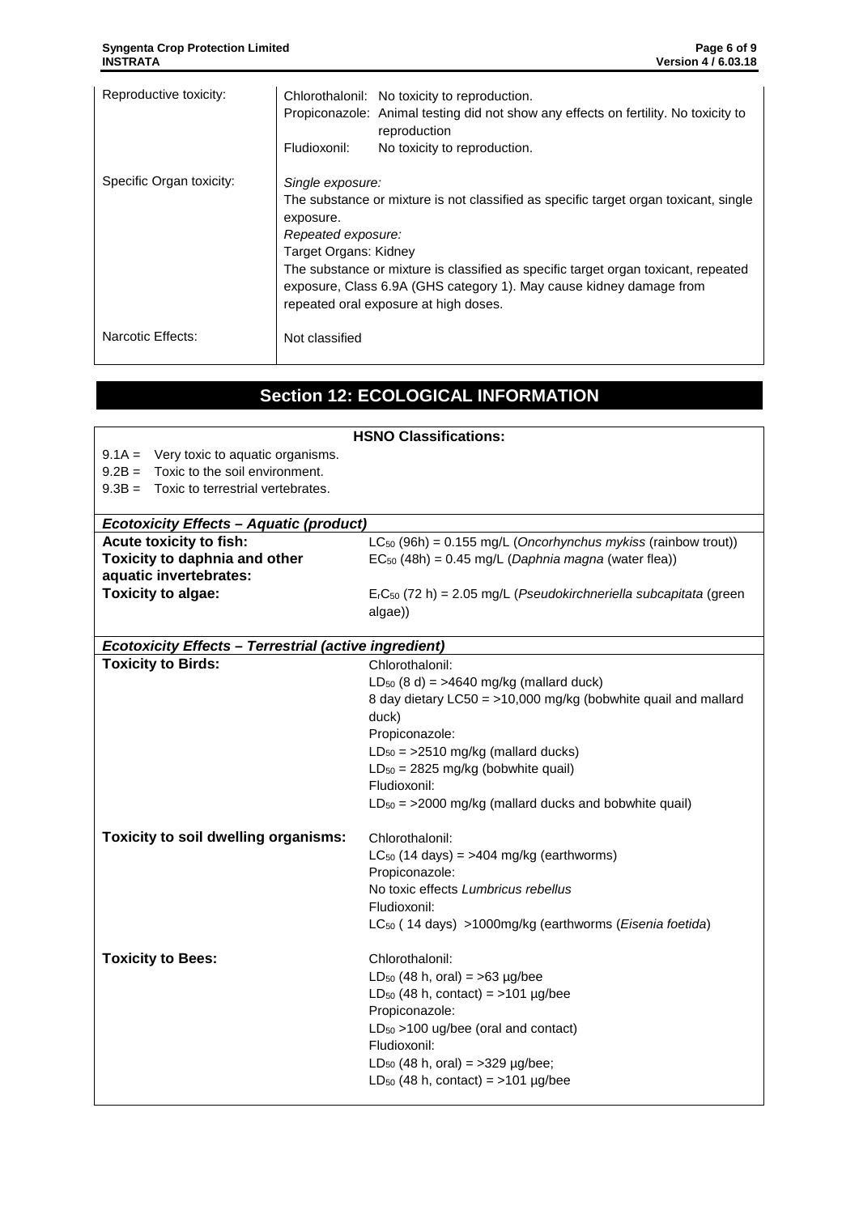| | |
|---|---|
| Reproductive toxicity: | Chlorothalonil: No toxicity to reproduction.<br>Propiconazole: Animal testing did not show any effects on fertility. No toxicity to reproduction<br>Fludioxonil: No toxicity to reproduction. |
| Specific Organ toxicity: | *Single exposure:*<br>The substance or mixture is not classified as specific target organ toxicant, single exposure.<br>*Repeated exposure:*<br>Target Organs: Kidney<br>The substance or mixture is classified as specific target organ toxicant, repeated exposure, Class 6.9A (GHS category 1). May cause kidney damage from repeated oral exposure at high doses. |
| Narcotic Effects: | Not classified |

## Section 12: ECOLOGICAL INFORMATION

**HSNO Classifications:**

- 9.1A = Very toxic to aquatic organisms.
- 9.2B = Toxic to the soil environment.
- 9.3B = Toxic to terrestrial vertebrates.

***Ecotoxicity Effects – Aquatic (product)***

| | |
|---|---|
| **Acute toxicity to fish:** | $LC_{50}$ (96h) = 0.155 mg/L (*Oncorhynchus mykiss* (rainbow trout)) |
| **Toxicity to daphnia and other aquatic invertebrates:** | $EC_{50}$ (48h) = 0.45 mg/L (*Daphnia magna* (water flea)) |
| **Toxicity to algae:** | $E_rC_{50}$ (72 h) = 2.05 mg/L (*Pseudokirchneriella subcapitata* (green algae)) |

***Ecotoxicity Effects – Terrestrial (active ingredient)***

| | |
|---|---|
| **Toxicity to Birds:** | Chlorothalonil:<br>$LD_{50}$ (8 d) = >4640 mg/kg (mallard duck)<br>8 day dietary LC50 = >10,000 mg/kg (bobwhite quail and mallard duck)<br>Propiconazole:<br>$LD_{50}$ = >2510 mg/kg (mallard ducks)<br>$LD_{50}$ = 2825 mg/kg (bobwhite quail)<br>Fludioxonil:<br>$LD_{50}$ = >2000 mg/kg (mallard ducks and bobwhite quail) |
| **Toxicity to soil dwelling organisms:** | Chlorothalonil:<br>$LC_{50}$ (14 days) = >404 mg/kg (earthworms)<br>Propiconazole:<br>No toxic effects *Lumbricus rebellus*<br>Fludioxonil:<br>$LC_{50}$ ( 14 days) >1000mg/kg (earthworms (*Eisenia foetida*) |
| **Toxicity to Bees:** | Chlorothalonil:<br>$LD_{50}$ (48 h, oral) = >63 µg/bee<br>$LD_{50}$ (48 h, contact) = >101 µg/bee<br>Propiconazole:<br>$LD_{50}$ >100 ug/bee (oral and contact)<br>Fludioxonil:<br>$LD_{50}$ (48 h, oral) = >329 µg/bee;<br>$LD_{50}$ (48 h, contact) = >101 µg/bee |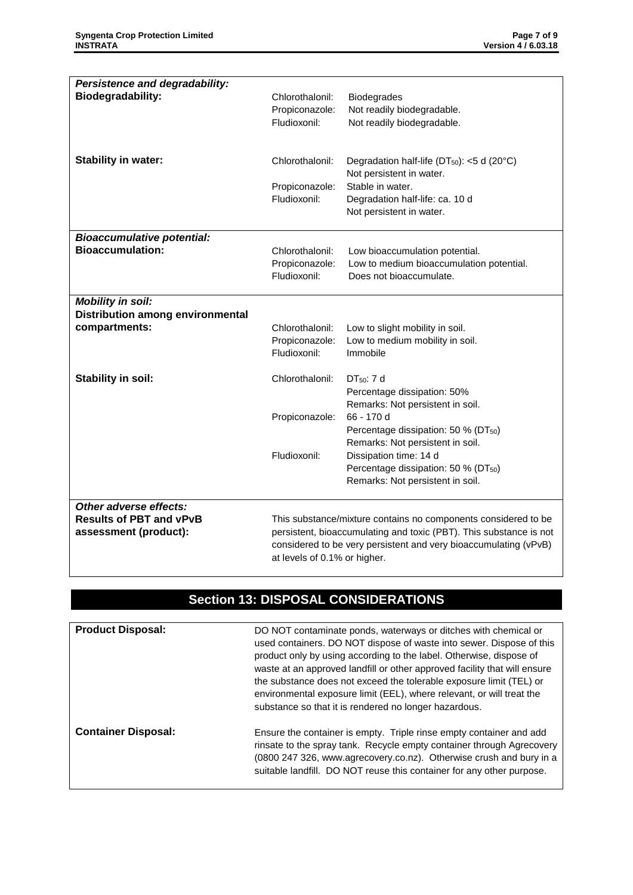| | | |
|---|---|---|
| ***Persistence and degradability:*** | | |
| **Biodegradability:** | Chlorothalonil: | Biodegrades |
| | Propiconazole: | Not readily biodegradable. |
| | Fludioxonil: | Not readily biodegradable. |
| **Stability in water:** | Chlorothalonil: | Degradation half-life ($DT_{50}$): <5 d (20°C) Not persistent in water. |
| | Propiconazole: | Stable in water. |
| | Fludioxonil: | Degradation half-life: ca. 10 d Not persistent in water. |
| ***Bioaccumulative potential:*** | | |
| **Bioaccumulation:** | Chlorothalonil: | Low bioaccumulation potential. |
| | Propiconazole: | Low to medium bioaccumulation potential. |
| | Fludioxonil: | Does not bioaccumulate. |
| ***Mobility in soil:*** | | |
| **Distribution among environmental compartments:** | Chlorothalonil: | Low to slight mobility in soil. |
| | Propiconazole: | Low to medium mobility in soil. |
| | Fludioxonil: | Immobile |
| **Stability in soil:** | Chlorothalonil: | $DT_{50}$: 7 d Percentage dissipation: 50% Remarks: Not persistent in soil. |
| | Propiconazole: | 66 - 170 d Percentage dissipation: 50 % ($DT_{50}$) Remarks: Not persistent in soil. |
| | Fludioxonil: | Dissipation time: 14 d Percentage dissipation: 50 % ($DT_{50}$) Remarks: Not persistent in soil. |
| ***Other adverse effects:*** | | |
| **Results of PBT and vPvB assessment (product):** | This substance/mixture contains no components considered to be persistent, bioaccumulating and toxic (PBT). This substance is not considered to be very persistent and very bioaccumulating (vPvB) at levels of 0.1% or higher. | |

## Section 13: DISPOSAL CONSIDERATIONS

| | |
|---|---|
| **Product Disposal:** | DO NOT contaminate ponds, waterways or ditches with chemical or used containers. DO NOT dispose of waste into sewer. Dispose of this product only by using according to the label. Otherwise, dispose of waste at an approved landfill or other approved facility that will ensure the substance does not exceed the tolerable exposure limit (TEL) or environmental exposure limit (EEL), where relevant, or will treat the substance so that it is rendered no longer hazardous. |
| **Container Disposal:** | Ensure the container is empty. Triple rinse empty container and add rinsate to the spray tank. Recycle empty container through Agrecovery (0800 247 326, www.agrecovery.co.nz). Otherwise crush and bury in a suitable landfill. DO NOT reuse this container for any other purpose. |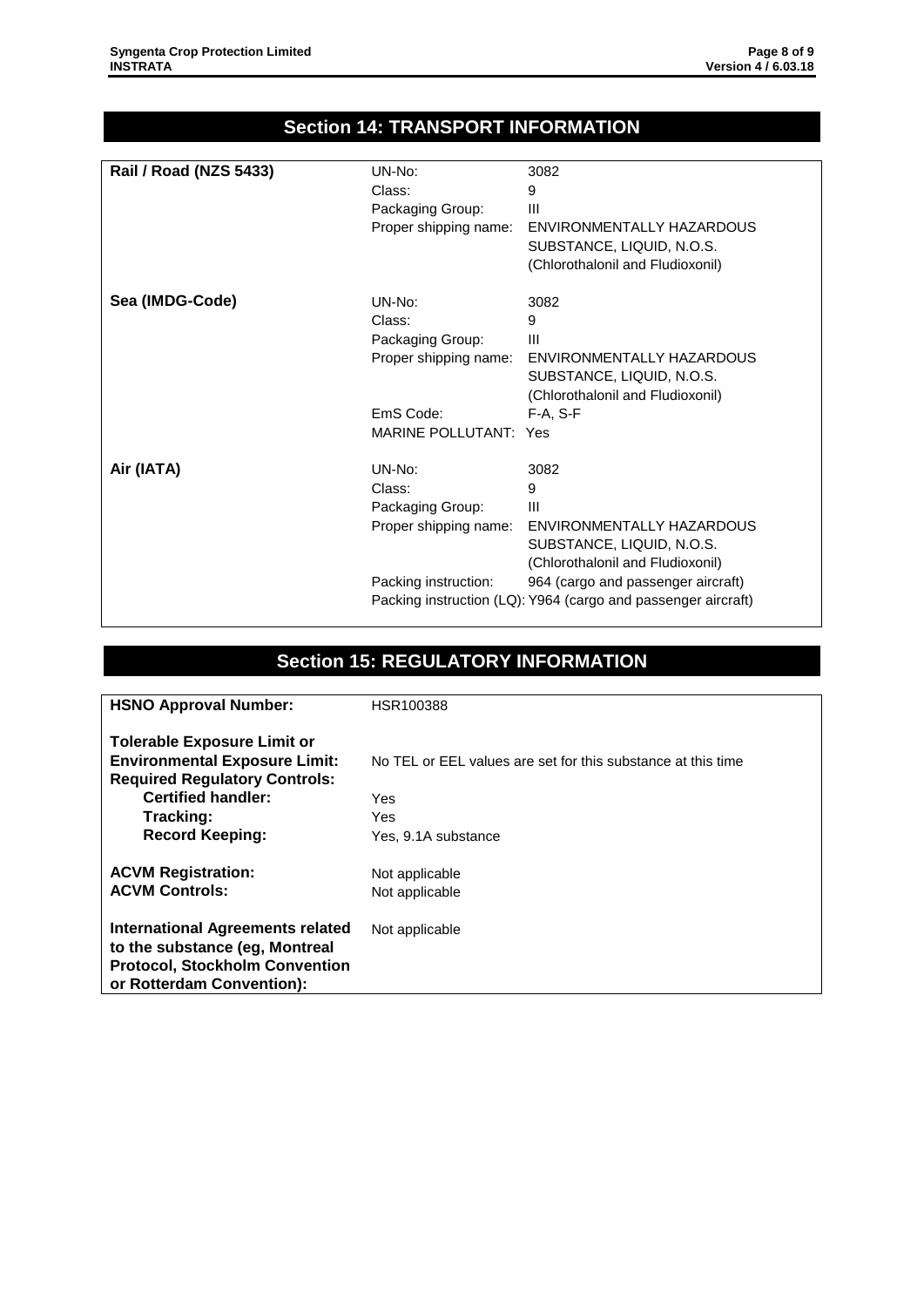## Section 14: TRANSPORT INFORMATION

| | | |
|---|---|---|
| **Rail / Road (NZS 5433)** | UN-No: | 3082 |
| | Class: | 9 |
| | Packaging Group: | III |
| | Proper shipping name: | ENVIRONMENTALLY HAZARDOUS SUBSTANCE, LIQUID, N.O.S. (Chlorothalonil and Fludioxonil) |
| **Sea (IMDG-Code)** | UN-No: | 3082 |
| | Class: | 9 |
| | Packaging Group: | III |
| | Proper shipping name: | ENVIRONMENTALLY HAZARDOUS SUBSTANCE, LIQUID, N.O.S. (Chlorothalonil and Fludioxonil) |
| | EmS Code: | F-A, S-F |
| | MARINE POLLUTANT: | Yes |
| **Air (IATA)** | UN-No: | 3082 |
| | Class: | 9 |
| | Packaging Group: | III |
| | Proper shipping name: | ENVIRONMENTALLY HAZARDOUS SUBSTANCE, LIQUID, N.O.S. (Chlorothalonil and Fludioxonil) |
| | Packing instruction: | 964 (cargo and passenger aircraft) |
| | Packing instruction (LQ): | Y964 (cargo and passenger aircraft) |

## Section 15: REGULATORY INFORMATION

| | |
|---|---|
| **HSNO Approval Number:** | HSR100388 |
| **Tolerable Exposure Limit or Environmental Exposure Limit:** | No TEL or EEL values are set for this substance at this time |
| **Required Regulatory Controls:** | |
| **Certified handler:** | Yes |
| **Tracking:** | Yes |
| **Record Keeping:** | Yes, 9.1A substance |
| **ACVM Registration:** | Not applicable |
| **ACVM Controls:** | Not applicable |
| **International Agreements related to the substance (eg, Montreal Protocol, Stockholm Convention or Rotterdam Convention):** | Not applicable |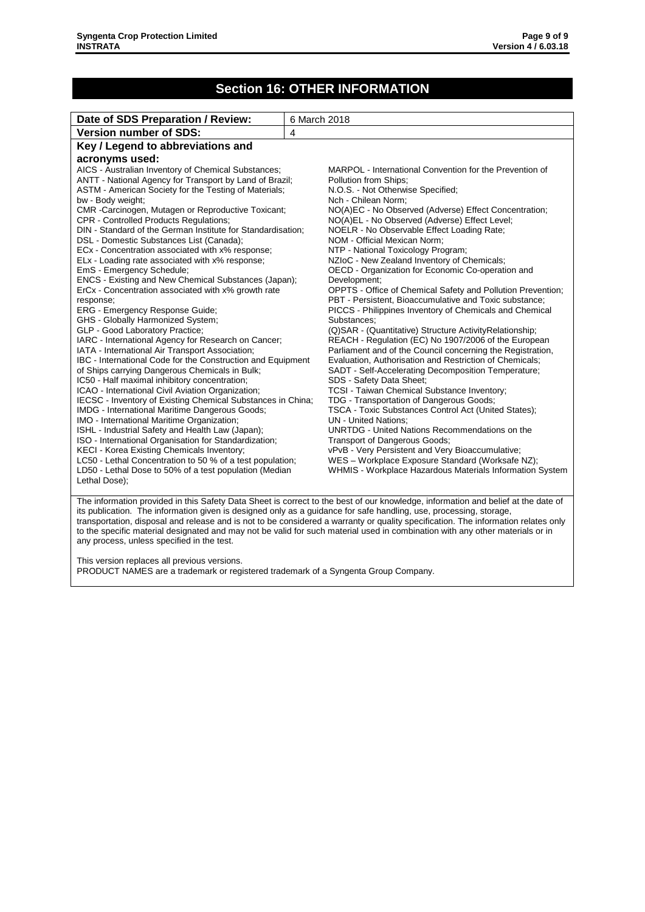# Section 16: OTHER INFORMATION

| | |
|---|---|
| **Date of SDS Preparation / Review:** | 6 March 2018 |
| **Version number of SDS:** | 4 |

**Key / Legend to abbreviations and acronyms used:**

AICS - Australian Inventory of Chemical Substances;
ANTT - National Agency for Transport by Land of Brazil;
ASTM - American Society for the Testing of Materials;
bw - Body weight;
CMR -Carcinogen, Mutagen or Reproductive Toxicant;
CPR - Controlled Products Regulations;
DIN - Standard of the German Institute for Standardisation;
DSL - Domestic Substances List (Canada);
ECx - Concentration associated with x% response;
ELx - Loading rate associated with x% response;
EmS - Emergency Schedule;
ENCS - Existing and New Chemical Substances (Japan);
ErCx - Concentration associated with x% growth rate response;
ERG - Emergency Response Guide;
GHS - Globally Harmonized System;
GLP - Good Laboratory Practice;
IARC - International Agency for Research on Cancer;
IATA - International Air Transport Association;
IBC - International Code for the Construction and Equipment of Ships carrying Dangerous Chemicals in Bulk;
IC50 - Half maximal inhibitory concentration;
ICAO - International Civil Aviation Organization;
IECSC - Inventory of Existing Chemical Substances in China;
IMDG - International Maritime Dangerous Goods;
IMO - International Maritime Organization;
ISHL - Industrial Safety and Health Law (Japan);
ISO - International Organisation for Standardization;
KECI - Korea Existing Chemicals Inventory;
LC50 - Lethal Concentration to 50 % of a test population;
LD50 - Lethal Dose to 50% of a test population (Median Lethal Dose);
MARPOL - International Convention for the Prevention of Pollution from Ships;
N.O.S. - Not Otherwise Specified;
Nch - Chilean Norm;
NO(A)EC - No Observed (Adverse) Effect Concentration;
NO(A)EL - No Observed (Adverse) Effect Level;
NOELR - No Observable Effect Loading Rate;
NOM - Official Mexican Norm;
NTP - National Toxicology Program;
NZIoC - New Zealand Inventory of Chemicals;
OECD - Organization for Economic Co-operation and Development;
OPPTS - Office of Chemical Safety and Pollution Prevention;
PBT - Persistent, Bioaccumulative and Toxic substance;
PICCS - Philippines Inventory of Chemicals and Chemical Substances;
(Q)SAR - (Quantitative) Structure ActivityRelationship;
REACH - Regulation (EC) No 1907/2006 of the European Parliament and of the Council concerning the Registration, Evaluation, Authorisation and Restriction of Chemicals;
SADT - Self-Accelerating Decomposition Temperature;
SDS - Safety Data Sheet;
TCSI - Taiwan Chemical Substance Inventory;
TDG - Transportation of Dangerous Goods;
TSCA - Toxic Substances Control Act (United States);
UN - United Nations;
UNRTDG - United Nations Recommendations on the Transport of Dangerous Goods;
vPvB - Very Persistent and Very Bioaccumulative;
WES – Workplace Exposure Standard (Worksafe NZ);
WHMIS - Workplace Hazardous Materials Information System

The information provided in this Safety Data Sheet is correct to the best of our knowledge, information and belief at the date of its publication. The information given is designed only as a guidance for safe handling, use, processing, storage, transportation, disposal and release and is not to be considered a warranty or quality specification. The information relates only to the specific material designated and may not be valid for such material used in combination with any other materials or in any process, unless specified in the test.

This version replaces all previous versions.
PRODUCT NAMES are a trademark or registered trademark of a Syngenta Group Company.